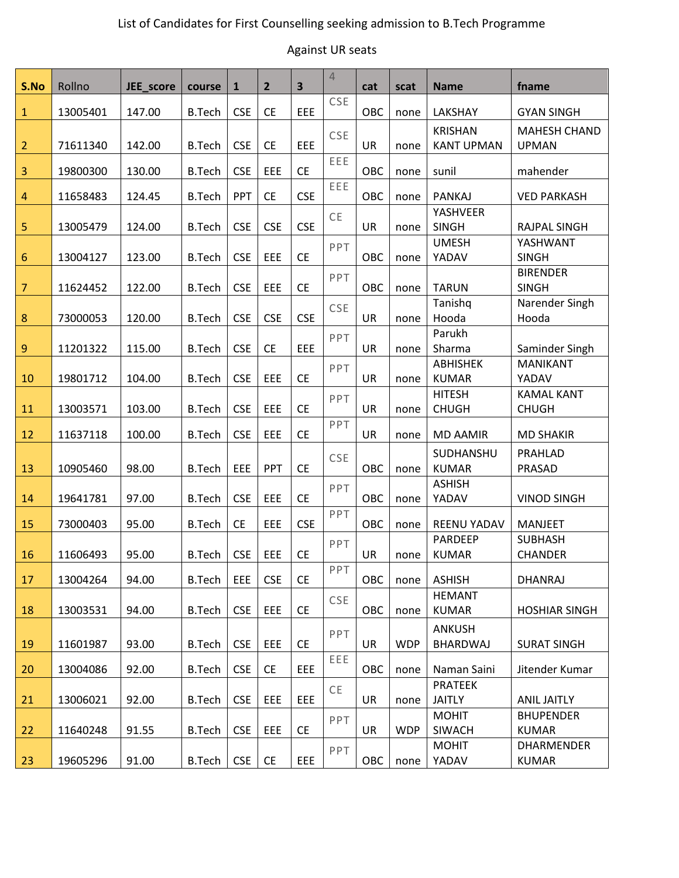List of Candidates for First Counselling seeking admission to B.Tech Programme

Against UR seats

| S.No | Rollno | JEE_score | course | 1 | 2 | 3 | 4 | cat | scat | Name | fname |
|---|---|---|---|---|---|---|---|---|---|---|---|
| 1 | 13005401 | 147.00 | B.Tech | CSE | CE | EEE | CSE | OBC | none | LAKSHAY | GYAN SINGH |
| 2 | 71611340 | 142.00 | B.Tech | CSE | CE | EEE | CSE | UR | none | KRISHAN KANT UPMAN | MAHESH CHAND UPMAN |
| 3 | 19800300 | 130.00 | B.Tech | CSE | EEE | CE | EEE | OBC | none | sunil | mahender |
| 4 | 11658483 | 124.45 | B.Tech | PPT | CE | CSE | EEE | OBC | none | PANKAJ | VED PARKASH |
| 5 | 13005479 | 124.00 | B.Tech | CSE | CSE | CSE | CE | UR | none | YASHVEER SINGH | RAJPAL SINGH |
| 6 | 13004127 | 123.00 | B.Tech | CSE | EEE | CE | PPT | OBC | none | UMESH YADAV | YASHWANT SINGH |
| 7 | 11624452 | 122.00 | B.Tech | CSE | EEE | CE | PPT | OBC | none | TARUN | BIRENDER SINGH |
| 8 | 73000053 | 120.00 | B.Tech | CSE | CSE | CSE | CSE | UR | none | Tanishq Hooda | Narender Singh Hooda |
| 9 | 11201322 | 115.00 | B.Tech | CSE | CE | EEE | PPT | UR | none | Parukh Sharma | Saminder Singh |
| 10 | 19801712 | 104.00 | B.Tech | CSE | EEE | CE | PPT | UR | none | ABHISHEK KUMAR | MANIKANT YADAV |
| 11 | 13003571 | 103.00 | B.Tech | CSE | EEE | CE | PPT | UR | none | HITESH CHUGH | KAMAL KANT CHUGH |
| 12 | 11637118 | 100.00 | B.Tech | CSE | EEE | CE | PPT | UR | none | MD AAMIR | MD SHAKIR |
| 13 | 10905460 | 98.00 | B.Tech | EEE | PPT | CE | CSE | OBC | none | SUDHANSHU KUMAR | PRAHLAD PRASAD |
| 14 | 19641781 | 97.00 | B.Tech | CSE | EEE | CE | PPT | OBC | none | ASHISH YADAV | VINOD SINGH |
| 15 | 73000403 | 95.00 | B.Tech | CE | EEE | CSE | PPT | OBC | none | REENU YADAV | MANJEET |
| 16 | 11606493 | 95.00 | B.Tech | CSE | EEE | CE | PPT | UR | none | PARDEEP KUMAR | SUBHASH CHANDER |
| 17 | 13004264 | 94.00 | B.Tech | EEE | CSE | CE | PPT | OBC | none | ASHISH | DHANRAJ |
| 18 | 13003531 | 94.00 | B.Tech | CSE | EEE | CE | CSE | OBC | none | HEMANT KUMAR | HOSHIAR SINGH |
| 19 | 11601987 | 93.00 | B.Tech | CSE | EEE | CE | PPT | UR | WDP | ANKUSH BHARDWAJ | SURAT SINGH |
| 20 | 13004086 | 92.00 | B.Tech | CSE | CE | EEE | EEE | OBC | none | Naman Saini | Jitender Kumar |
| 21 | 13006021 | 92.00 | B.Tech | CSE | EEE | EEE | CE | UR | none | PRATEEK JAITLY | ANIL JAITLY |
| 22 | 11640248 | 91.55 | B.Tech | CSE | EEE | CE | PPT | UR | WDP | MOHIT SIWACH | BHUPENDER KUMAR |
| 23 | 19605296 | 91.00 | B.Tech | CSE | CE | EEE | PPT | OBC | none | MOHIT YADAV | DHARMENDER KUMAR |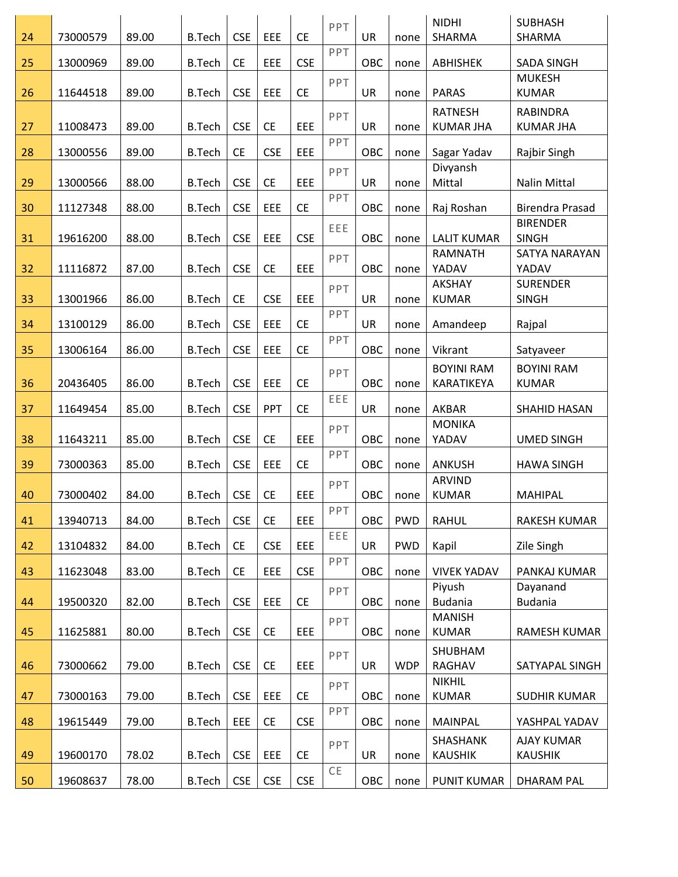| 24 | 73000579 | 89.00 | B.Tech | CSE | EEE | CE | PPT | UR | none | NIDHI SHARMA | SUBHASH SHARMA |
|---|---|---|---|---|---|---|---|---|---|---|---|
| 25 | 13000969 | 89.00 | B.Tech | CE | EEE | CSE | PPT | OBC | none | ABHISHEK | SADA SINGH |
| 26 | 11644518 | 89.00 | B.Tech | CSE | EEE | CE | PPT | UR | none | PARAS | MUKESH KUMAR |
| 27 | 11008473 | 89.00 | B.Tech | CSE | CE | EEE | PPT | UR | none | RATNESH KUMAR JHA | RABINDRA KUMAR JHA |
| 28 | 13000556 | 89.00 | B.Tech | CE | CSE | EEE | PPT | OBC | none | Sagar Yadav | Rajbir Singh |
| 29 | 13000566 | 88.00 | B.Tech | CSE | CE | EEE | PPT | UR | none | Divyansh Mittal | Nalin Mittal |
| 30 | 11127348 | 88.00 | B.Tech | CSE | EEE | CE | PPT | OBC | none | Raj Roshan | Birendra Prasad |
| 31 | 19616200 | 88.00 | B.Tech | CSE | EEE | CSE | EEE | OBC | none | LALIT KUMAR | BIRENDER SINGH |
| 32 | 11116872 | 87.00 | B.Tech | CSE | CE | EEE | PPT | OBC | none | RAMNATH YADAV | SATYA NARAYAN YADAV |
| 33 | 13001966 | 86.00 | B.Tech | CE | CSE | EEE | PPT | UR | none | AKSHAY KUMAR | SURENDER SINGH |
| 34 | 13100129 | 86.00 | B.Tech | CSE | EEE | CE | PPT | UR | none | Amandeep | Rajpal |
| 35 | 13006164 | 86.00 | B.Tech | CSE | EEE | CE | PPT | OBC | none | Vikrant | Satyaveer |
| 36 | 20436405 | 86.00 | B.Tech | CSE | EEE | CE | PPT | OBC | none | BOYINI RAM KARATIKEYA | BOYINI RAM KUMAR |
| 37 | 11649454 | 85.00 | B.Tech | CSE | PPT | CE | EEE | UR | none | AKBAR | SHAHID HASAN |
| 38 | 11643211 | 85.00 | B.Tech | CSE | CE | EEE | PPT | OBC | none | MONIKA YADAV | UMED SINGH |
| 39 | 73000363 | 85.00 | B.Tech | CSE | EEE | CE | PPT | OBC | none | ANKUSH | HAWA SINGH |
| 40 | 73000402 | 84.00 | B.Tech | CSE | CE | EEE | PPT | OBC | none | ARVIND KUMAR | MAHIPAL |
| 41 | 13940713 | 84.00 | B.Tech | CSE | CE | EEE | PPT | OBC | PWD | RAHUL | RAKESH KUMAR |
| 42 | 13104832 | 84.00 | B.Tech | CE | CSE | EEE | EEE | UR | PWD | Kapil | Zile Singh |
| 43 | 11623048 | 83.00 | B.Tech | CE | EEE | CSE | PPT | OBC | none | VIVEK YADAV | PANKAJ KUMAR |
| 44 | 19500320 | 82.00 | B.Tech | CSE | EEE | CE | PPT | OBC | none | Piyush Budania | Dayanand Budania |
| 45 | 11625881 | 80.00 | B.Tech | CSE | CE | EEE | PPT | OBC | none | MANISH KUMAR | RAMESH KUMAR |
| 46 | 73000662 | 79.00 | B.Tech | CSE | CE | EEE | PPT | UR | WDP | SHUBHAM RAGHAV | SATYAPAL SINGH |
| 47 | 73000163 | 79.00 | B.Tech | CSE | EEE | CE | PPT | OBC | none | NIKHIL KUMAR | SUDHIR KUMAR |
| 48 | 19615449 | 79.00 | B.Tech | EEE | CE | CSE | PPT | OBC | none | MAINPAL | YASHPAL YADAV |
| 49 | 19600170 | 78.02 | B.Tech | CSE | EEE | CE | PPT | UR | none | SHASHANK KAUSHIK | AJAY KUMAR KAUSHIK |
| 50 | 19608637 | 78.00 | B.Tech | CSE | CSE | CSE | CE | OBC | none | PUNIT KUMAR | DHARAM PAL |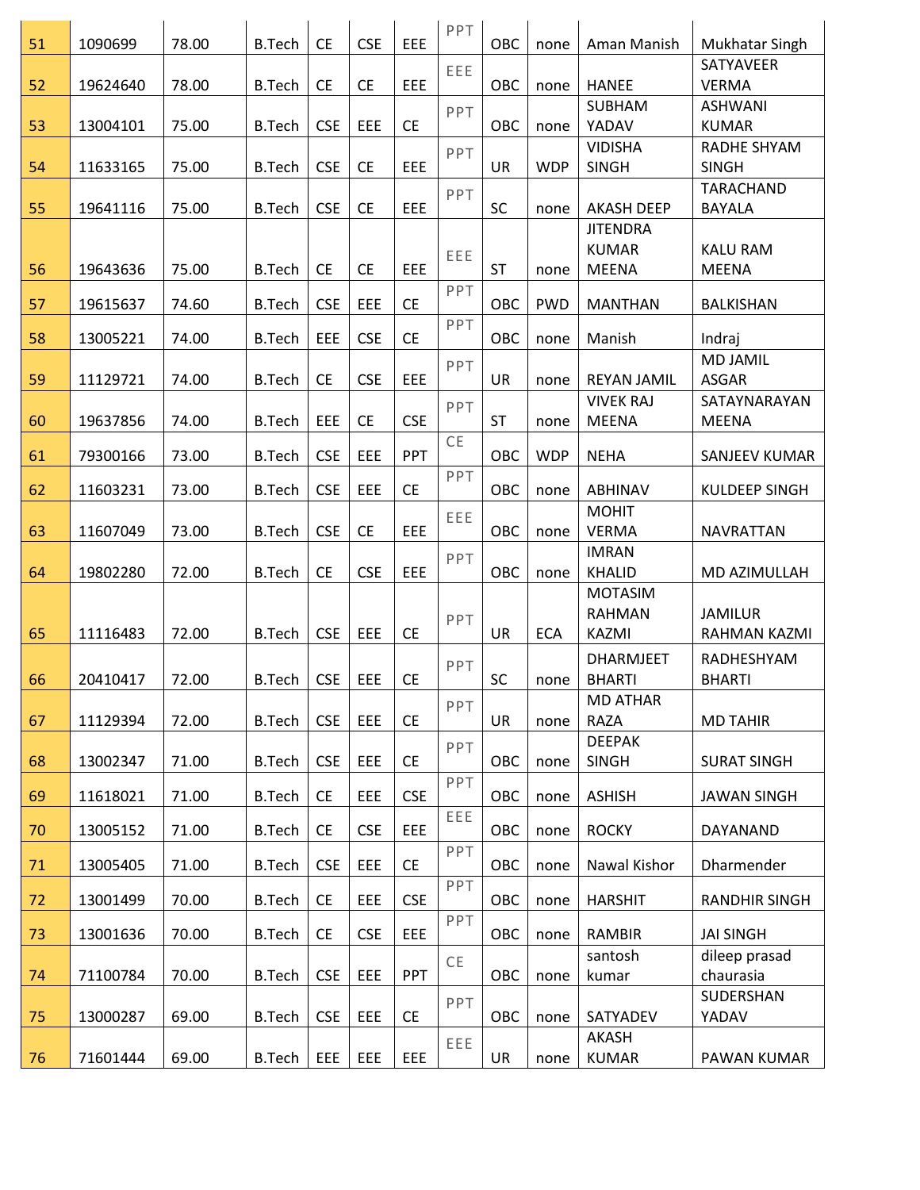| | | | | | | | | | | | |
|---|---|---|---|---|---|---|---|---|---|---|---|
| 51 | 1090699 | 78.00 | B.Tech | CE | CSE | EEE | PPT | OBC | none | Aman Manish | Mukhatar Singh |
| 52 | 19624640 | 78.00 | B.Tech | CE | CE | EEE | EEE | OBC | none | HANEE | SATYAVEER VERMA |
| 53 | 13004101 | 75.00 | B.Tech | CSE | EEE | CE | PPT | OBC | none | SUBHAM YADAV | ASHWANI KUMAR |
| 54 | 11633165 | 75.00 | B.Tech | CSE | CE | EEE | PPT | UR | WDP | VIDISHA SINGH | RADHE SHYAM SINGH |
| 55 | 19641116 | 75.00 | B.Tech | CSE | CE | EEE | PPT | SC | none | AKASH DEEP | TARACHAND BAYALA |
| 56 | 19643636 | 75.00 | B.Tech | CE | CE | EEE | EEE | ST | none | JITENDRA KUMAR MEENA | KALU RAM MEENA |
| 57 | 19615637 | 74.60 | B.Tech | CSE | EEE | CE | PPT | OBC | PWD | MANTHAN | BALKISHAN |
| 58 | 13005221 | 74.00 | B.Tech | EEE | CSE | CE | PPT | OBC | none | Manish | Indraj |
| 59 | 11129721 | 74.00 | B.Tech | CE | CSE | EEE | PPT | UR | none | REYAN JAMIL | MD JAMIL ASGAR |
| 60 | 19637856 | 74.00 | B.Tech | EEE | CE | CSE | PPT | ST | none | VIVEK RAJ MEENA | SATAYNARAYAN MEENA |
| 61 | 79300166 | 73.00 | B.Tech | CSE | EEE | PPT | CE | OBC | WDP | NEHA | SANJEEV KUMAR |
| 62 | 11603231 | 73.00 | B.Tech | CSE | EEE | CE | PPT | OBC | none | ABHINAV | KULDEEP SINGH |
| 63 | 11607049 | 73.00 | B.Tech | CSE | CE | EEE | EEE | OBC | none | MOHIT VERMA | NAVRATTAN |
| 64 | 19802280 | 72.00 | B.Tech | CE | CSE | EEE | PPT | OBC | none | IMRAN KHALID | MD AZIMULLAH |
| 65 | 11116483 | 72.00 | B.Tech | CSE | EEE | CE | PPT | UR | ECA | MOTASIM RAHMAN KAZMI | JAMILUR RAHMAN KAZMI |
| 66 | 20410417 | 72.00 | B.Tech | CSE | EEE | CE | PPT | SC | none | DHARMJEET BHARTI | RADHESHYAM BHARTI |
| 67 | 11129394 | 72.00 | B.Tech | CSE | EEE | CE | PPT | UR | none | MD ATHAR RAZA | MD TAHIR |
| 68 | 13002347 | 71.00 | B.Tech | CSE | EEE | CE | PPT | OBC | none | DEEPAK SINGH | SURAT SINGH |
| 69 | 11618021 | 71.00 | B.Tech | CE | EEE | CSE | PPT | OBC | none | ASHISH | JAWAN SINGH |
| 70 | 13005152 | 71.00 | B.Tech | CE | CSE | EEE | EEE | OBC | none | ROCKY | DAYANAND |
| 71 | 13005405 | 71.00 | B.Tech | CSE | EEE | CE | PPT | OBC | none | Nawal Kishor | Dharmender |
| 72 | 13001499 | 70.00 | B.Tech | CE | EEE | CSE | PPT | OBC | none | HARSHIT | RANDHIR SINGH |
| 73 | 13001636 | 70.00 | B.Tech | CE | CSE | EEE | PPT | OBC | none | RAMBIR | JAI SINGH |
| 74 | 71100784 | 70.00 | B.Tech | CSE | EEE | PPT | CE | OBC | none | santosh kumar | dileep prasad chaurasia |
| 75 | 13000287 | 69.00 | B.Tech | CSE | EEE | CE | PPT | OBC | none | SATYADEV | SUDERSHAN YADAV |
| 76 | 71601444 | 69.00 | B.Tech | EEE | EEE | EEE | EEE | UR | none | AKASH KUMAR | PAWAN KUMAR |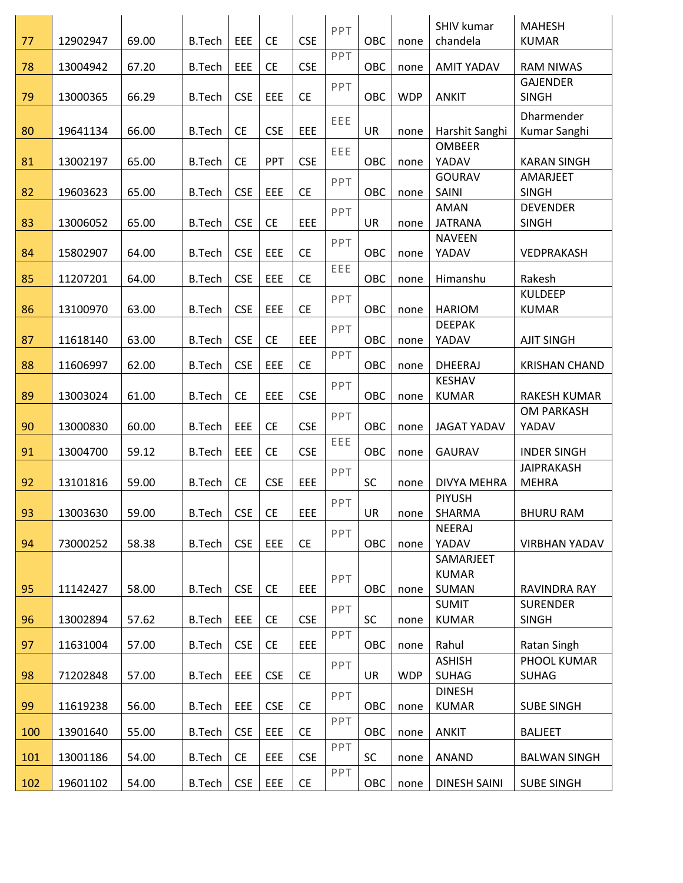| | | | | | | | | | | | |
|---|---|---|---|---|---|---|---|---|---|---|---|
| 77 | 12902947 | 69.00 | B.Tech | EEE | CE | CSE | PPT | OBC | none | SHIV kumar chandela | MAHESH KUMAR |
| 78 | 13004942 | 67.20 | B.Tech | EEE | CE | CSE | PPT | OBC | none | AMIT YADAV | RAM NIWAS |
| 79 | 13000365 | 66.29 | B.Tech | CSE | EEE | CE | PPT | OBC | WDP | ANKIT | GAJENDER SINGH |
| 80 | 19641134 | 66.00 | B.Tech | CE | CSE | EEE | EEE | UR | none | Harshit Sanghi | Dharmender Kumar Sanghi |
| 81 | 13002197 | 65.00 | B.Tech | CE | PPT | CSE | EEE | OBC | none | OMBEER YADAV | KARAN SINGH |
| 82 | 19603623 | 65.00 | B.Tech | CSE | EEE | CE | PPT | OBC | none | GOURAV SAINI | AMARJEET SINGH |
| 83 | 13006052 | 65.00 | B.Tech | CSE | CE | EEE | PPT | UR | none | AMAN JATRANA | DEVENDER SINGH |
| 84 | 15802907 | 64.00 | B.Tech | CSE | EEE | CE | PPT | OBC | none | NAVEEN YADAV | VEDPRAKASH |
| 85 | 11207201 | 64.00 | B.Tech | CSE | EEE | CE | EEE | OBC | none | Himanshu | Rakesh |
| 86 | 13100970 | 63.00 | B.Tech | CSE | EEE | CE | PPT | OBC | none | HARIOM | KULDEEP KUMAR |
| 87 | 11618140 | 63.00 | B.Tech | CSE | CE | EEE | PPT | OBC | none | DEEPAK YADAV | AJIT SINGH |
| 88 | 11606997 | 62.00 | B.Tech | CSE | EEE | CE | PPT | OBC | none | DHEERAJ | KRISHAN CHAND |
| 89 | 13003024 | 61.00 | B.Tech | CE | EEE | CSE | PPT | OBC | none | KESHAV KUMAR | RAKESH KUMAR |
| 90 | 13000830 | 60.00 | B.Tech | EEE | CE | CSE | PPT | OBC | none | JAGAT YADAV | OM PARKASH YADAV |
| 91 | 13004700 | 59.12 | B.Tech | EEE | CE | CSE | EEE | OBC | none | GAURAV | INDER SINGH |
| 92 | 13101816 | 59.00 | B.Tech | CE | CSE | EEE | PPT | SC | none | DIVYA MEHRA | JAIPRAKASH MEHRA |
| 93 | 13003630 | 59.00 | B.Tech | CSE | CE | EEE | PPT | UR | none | PIYUSH SHARMA | BHURU RAM |
| 94 | 73000252 | 58.38 | B.Tech | CSE | EEE | CE | PPT | OBC | none | NEERAJ YADAV | VIRBHAN YADAV |
| 95 | 11142427 | 58.00 | B.Tech | CSE | CE | EEE | PPT | OBC | none | SAMARJEET KUMAR SUMAN | RAVINDRA RAY |
| 96 | 13002894 | 57.62 | B.Tech | EEE | CE | CSE | PPT | SC | none | SUMIT KUMAR | SURENDER SINGH |
| 97 | 11631004 | 57.00 | B.Tech | CSE | CE | EEE | PPT | OBC | none | Rahul | Ratan Singh |
| 98 | 71202848 | 57.00 | B.Tech | EEE | CSE | CE | PPT | UR | WDP | ASHISH SUHAG | PHOOL KUMAR SUHAG |
| 99 | 11619238 | 56.00 | B.Tech | EEE | CSE | CE | PPT | OBC | none | DINESH KUMAR | SUBE SINGH |
| 100 | 13901640 | 55.00 | B.Tech | CSE | EEE | CE | PPT | OBC | none | ANKIT | BALJEET |
| 101 | 13001186 | 54.00 | B.Tech | CE | EEE | CSE | PPT | SC | none | ANAND | BALWAN SINGH |
| 102 | 19601102 | 54.00 | B.Tech | CSE | EEE | CE | PPT | OBC | none | DINESH SAINI | SUBE SINGH |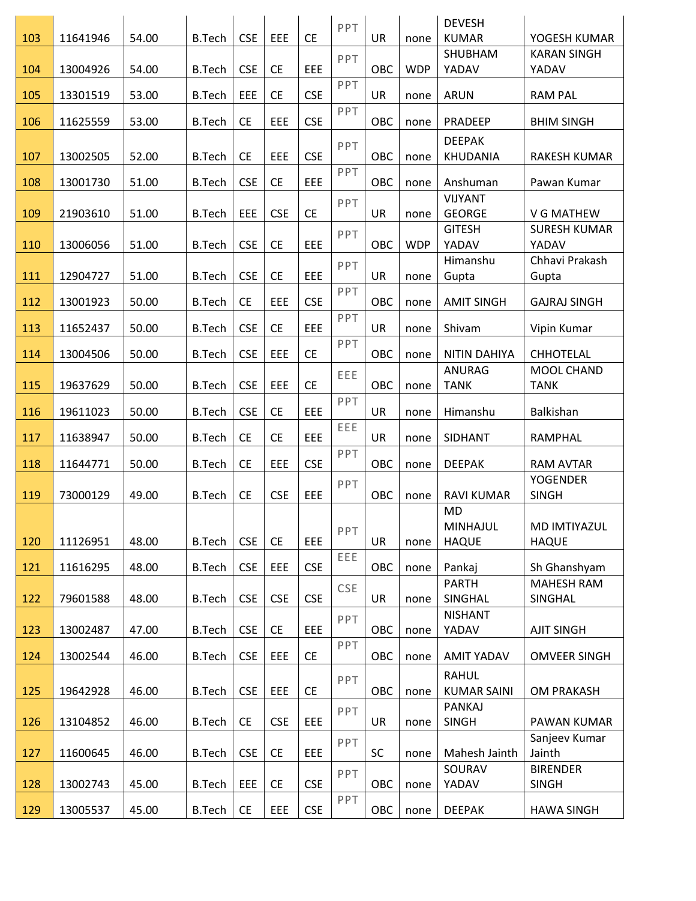| 103 | 11641946 | 54.00 | B.Tech | CSE | EEE | CE | PPT | UR | none | DEVESH KUMAR | YOGESH KUMAR |
|---|---|---|---|---|---|---|---|---|---|---|---|
| 104 | 13004926 | 54.00 | B.Tech | CSE | CE | EEE | PPT | OBC | WDP | SHUBHAM YADAV | KARAN SINGH YADAV |
| 105 | 13301519 | 53.00 | B.Tech | EEE | CE | CSE | PPT | UR | none | ARUN | RAM PAL |
| 106 | 11625559 | 53.00 | B.Tech | CE | EEE | CSE | PPT | OBC | none | PRADEEP | BHIM SINGH |
| 107 | 13002505 | 52.00 | B.Tech | CE | EEE | CSE | PPT | OBC | none | DEEPAK KHUDANIA | RAKESH KUMAR |
| 108 | 13001730 | 51.00 | B.Tech | CSE | CE | EEE | PPT | OBC | none | Anshuman | Pawan Kumar |
| 109 | 21903610 | 51.00 | B.Tech | EEE | CSE | CE | PPT | UR | none | VIJYANT GEORGE | V G MATHEW |
| 110 | 13006056 | 51.00 | B.Tech | CSE | CE | EEE | PPT | OBC | WDP | GITESH YADAV | SURESH KUMAR YADAV |
| 111 | 12904727 | 51.00 | B.Tech | CSE | CE | EEE | PPT | UR | none | Himanshu Gupta | Chhavi Prakash Gupta |
| 112 | 13001923 | 50.00 | B.Tech | CE | EEE | CSE | PPT | OBC | none | AMIT SINGH | GAJRAJ SINGH |
| 113 | 11652437 | 50.00 | B.Tech | CSE | CE | EEE | PPT | UR | none | Shivam | Vipin Kumar |
| 114 | 13004506 | 50.00 | B.Tech | CSE | EEE | CE | PPT | OBC | none | NITIN DAHIYA | CHHOTELAL |
| 115 | 19637629 | 50.00 | B.Tech | CSE | EEE | CE | EEE | OBC | none | ANURAG TANK | MOOL CHAND TANK |
| 116 | 19611023 | 50.00 | B.Tech | CSE | CE | EEE | PPT | UR | none | Himanshu | Balkishan |
| 117 | 11638947 | 50.00 | B.Tech | CE | CE | EEE | EEE | UR | none | SIDHANT | RAMPHAL |
| 118 | 11644771 | 50.00 | B.Tech | CE | EEE | CSE | PPT | OBC | none | DEEPAK | RAM AVTAR |
| 119 | 73000129 | 49.00 | B.Tech | CE | CSE | EEE | PPT | OBC | none | RAVI KUMAR | YOGENDER SINGH |
| 120 | 11126951 | 48.00 | B.Tech | CSE | CE | EEE | PPT | UR | none | MD MINHAJUL HAQUE | MD IMTIYAZUL HAQUE |
| 121 | 11616295 | 48.00 | B.Tech | CSE | EEE | CSE | EEE | OBC | none | Pankaj | Sh Ghanshyam |
| 122 | 79601588 | 48.00 | B.Tech | CSE | CSE | CSE | CSE | UR | none | PARTH SINGHAL | MAHESH RAM SINGHAL |
| 123 | 13002487 | 47.00 | B.Tech | CSE | CE | EEE | PPT | OBC | none | NISHANT YADAV | AJIT SINGH |
| 124 | 13002544 | 46.00 | B.Tech | CSE | EEE | CE | PPT | OBC | none | AMIT YADAV | OMVEER SINGH |
| 125 | 19642928 | 46.00 | B.Tech | CSE | EEE | CE | PPT | OBC | none | RAHUL KUMAR SAINI | OM PRAKASH |
| 126 | 13104852 | 46.00 | B.Tech | CE | CSE | EEE | PPT | UR | none | PANKAJ SINGH | PAWAN KUMAR |
| 127 | 11600645 | 46.00 | B.Tech | CSE | CE | EEE | PPT | SC | none | Mahesh Jainth | Sanjeev Kumar Jainth |
| 128 | 13002743 | 45.00 | B.Tech | EEE | CE | CSE | PPT | OBC | none | SOURAV YADAV | BIRENDER SINGH |
| 129 | 13005537 | 45.00 | B.Tech | CE | EEE | CSE | PPT | OBC | none | DEEPAK | HAWA SINGH |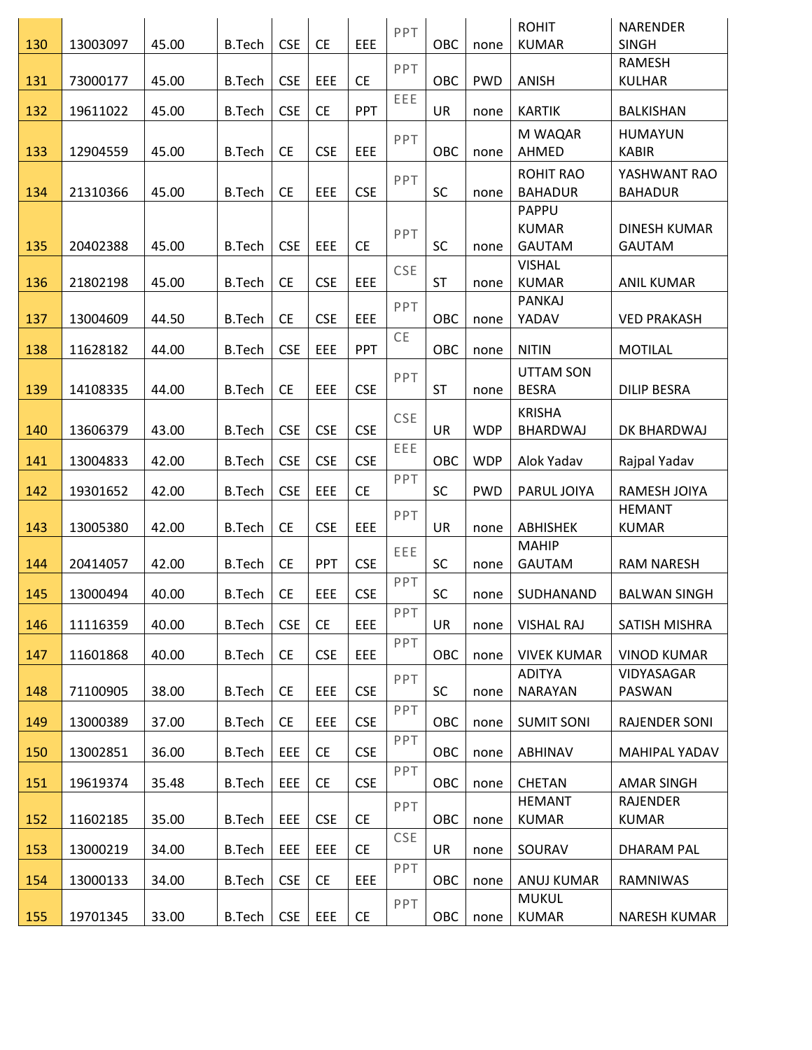| 130 | 13003097 | 45.00 | B.Tech | CSE | CE | EEE | PPT | OBC | none | ROHIT KUMAR | NARENDER SINGH |
|---|---|---|---|---|---|---|---|---|---|---|---|
| 131 | 73000177 | 45.00 | B.Tech | CSE | EEE | CE | PPT | OBC | PWD | ANISH | RAMESH KULHAR |
| 132 | 19611022 | 45.00 | B.Tech | CSE | CE | PPT | EEE | UR | none | KARTIK | BALKISHAN |
| 133 | 12904559 | 45.00 | B.Tech | CE | CSE | EEE | PPT | OBC | none | M WAQAR AHMED | HUMAYUN KABIR |
| 134 | 21310366 | 45.00 | B.Tech | CE | EEE | CSE | PPT | SC | none | ROHIT RAO BAHADUR | YASHWANT RAO BAHADUR |
| 135 | 20402388 | 45.00 | B.Tech | CSE | EEE | CE | PPT | SC | none | PAPPU KUMAR GAUTAM | DINESH KUMAR GAUTAM |
| 136 | 21802198 | 45.00 | B.Tech | CE | CSE | EEE | CSE | ST | none | VISHAL KUMAR | ANIL KUMAR |
| 137 | 13004609 | 44.50 | B.Tech | CE | CSE | EEE | PPT | OBC | none | PANKAJ YADAV | VED PRAKASH |
| 138 | 11628182 | 44.00 | B.Tech | CSE | EEE | PPT | CE | OBC | none | NITIN | MOTILAL |
| 139 | 14108335 | 44.00 | B.Tech | CE | EEE | CSE | PPT | ST | none | UTTAM SON BESRA | DILIP BESRA |
| 140 | 13606379 | 43.00 | B.Tech | CSE | CSE | CSE | CSE | UR | WDP | KRISHA BHARDWAJ | DK BHARDWAJ |
| 141 | 13004833 | 42.00 | B.Tech | CSE | CSE | CSE | EEE | OBC | WDP | Alok Yadav | Rajpal Yadav |
| 142 | 19301652 | 42.00 | B.Tech | CSE | EEE | CE | PPT | SC | PWD | PARUL JOIYA | RAMESH JOIYA |
| 143 | 13005380 | 42.00 | B.Tech | CE | CSE | EEE | PPT | UR | none | ABHISHEK | HEMANT KUMAR |
| 144 | 20414057 | 42.00 | B.Tech | CE | PPT | CSE | EEE | SC | none | MAHIP GAUTAM | RAM NARESH |
| 145 | 13000494 | 40.00 | B.Tech | CE | EEE | CSE | PPT | SC | none | SUDHANAND | BALWAN SINGH |
| 146 | 11116359 | 40.00 | B.Tech | CSE | CE | EEE | PPT | UR | none | VISHAL RAJ | SATISH MISHRA |
| 147 | 11601868 | 40.00 | B.Tech | CE | CSE | EEE | PPT | OBC | none | VIVEK KUMAR | VINOD KUMAR |
| 148 | 71100905 | 38.00 | B.Tech | CE | EEE | CSE | PPT | SC | none | ADITYA NARAYAN | VIDYASAGAR PASWAN |
| 149 | 13000389 | 37.00 | B.Tech | CE | EEE | CSE | PPT | OBC | none | SUMIT SONI | RAJENDER SONI |
| 150 | 13002851 | 36.00 | B.Tech | EEE | CE | CSE | PPT | OBC | none | ABHINAV | MAHIPAL YADAV |
| 151 | 19619374 | 35.48 | B.Tech | EEE | CE | CSE | PPT | OBC | none | CHETAN | AMAR SINGH |
| 152 | 11602185 | 35.00 | B.Tech | EEE | CSE | CE | PPT | OBC | none | HEMANT KUMAR | RAJENDER KUMAR |
| 153 | 13000219 | 34.00 | B.Tech | EEE | EEE | CE | CSE | UR | none | SOURAV | DHARAM PAL |
| 154 | 13000133 | 34.00 | B.Tech | CSE | CE | EEE | PPT | OBC | none | ANUJ KUMAR | RAMNIWAS |
| 155 | 19701345 | 33.00 | B.Tech | CSE | EEE | CE | PPT | OBC | none | MUKUL KUMAR | NARESH KUMAR |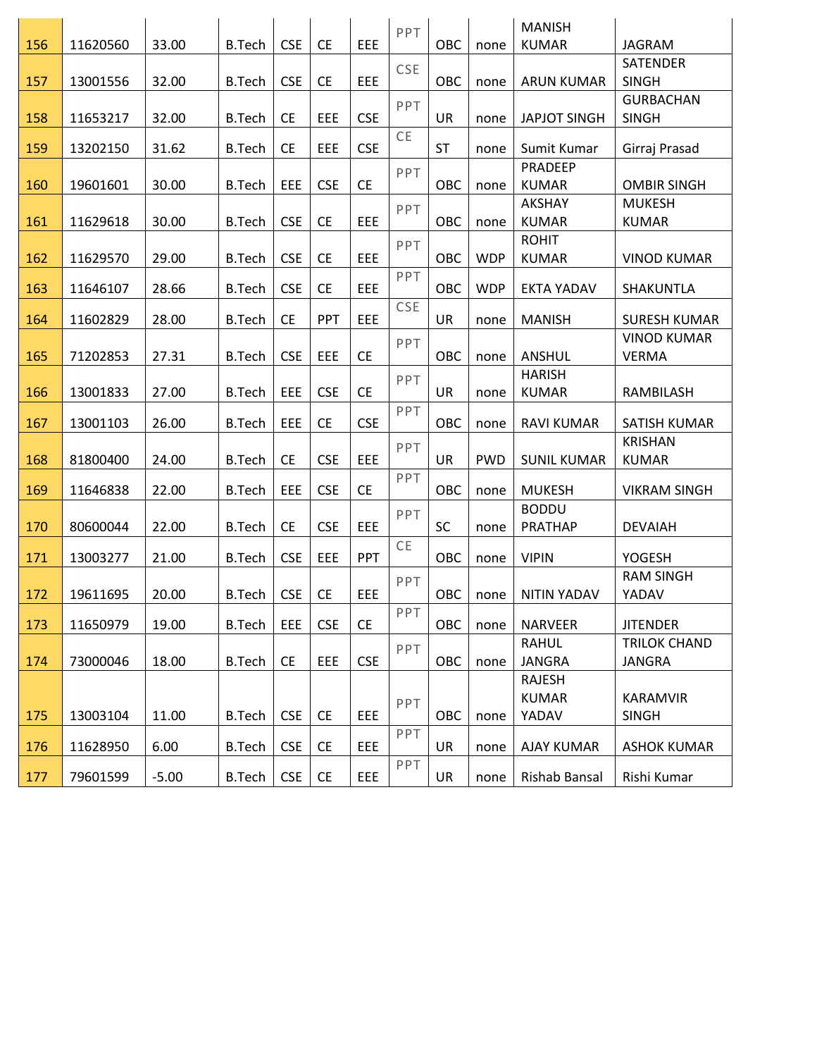| 156 | 11620560 | 33.00 | B.Tech | CSE | CE | EEE | PPT | OBC | none | MANISH KUMAR | JAGRAM |
|---|---|---|---|---|---|---|---|---|---|---|---|
| 157 | 13001556 | 32.00 | B.Tech | CSE | CE | EEE | CSE | OBC | none | ARUN KUMAR | SATENDER SINGH |
| 158 | 11653217 | 32.00 | B.Tech | CE | EEE | CSE | PPT | UR | none | JAPJOT SINGH | GURBACHAN SINGH |
| 159 | 13202150 | 31.62 | B.Tech | CE | EEE | CSE | CE | ST | none | Sumit Kumar | Girraj Prasad |
| 160 | 19601601 | 30.00 | B.Tech | EEE | CSE | CE | PPT | OBC | none | PRADEEP KUMAR | OMBIR SINGH |
| 161 | 11629618 | 30.00 | B.Tech | CSE | CE | EEE | PPT | OBC | none | AKSHAY KUMAR | MUKESH KUMAR |
| 162 | 11629570 | 29.00 | B.Tech | CSE | CE | EEE | PPT | OBC | WDP | ROHIT KUMAR | VINOD KUMAR |
| 163 | 11646107 | 28.66 | B.Tech | CSE | CE | EEE | PPT | OBC | WDP | EKTA YADAV | SHAKUNTLA |
| 164 | 11602829 | 28.00 | B.Tech | CE | PPT | EEE | CSE | UR | none | MANISH | SURESH KUMAR |
| 165 | 71202853 | 27.31 | B.Tech | CSE | EEE | CE | PPT | OBC | none | ANSHUL | VINOD KUMAR VERMA |
| 166 | 13001833 | 27.00 | B.Tech | EEE | CSE | CE | PPT | UR | none | HARISH KUMAR | RAMBILASH |
| 167 | 13001103 | 26.00 | B.Tech | EEE | CE | CSE | PPT | OBC | none | RAVI KUMAR | SATISH KUMAR |
| 168 | 81800400 | 24.00 | B.Tech | CE | CSE | EEE | PPT | UR | PWD | SUNIL KUMAR | KRISHAN KUMAR |
| 169 | 11646838 | 22.00 | B.Tech | EEE | CSE | CE | PPT | OBC | none | MUKESH | VIKRAM SINGH |
| 170 | 80600044 | 22.00 | B.Tech | CE | CSE | EEE | PPT | SC | none | BODDU PRATHAP | DEVAIAH |
| 171 | 13003277 | 21.00 | B.Tech | CSE | EEE | PPT | CE | OBC | none | VIPIN | YOGESH |
| 172 | 19611695 | 20.00 | B.Tech | CSE | CE | EEE | PPT | OBC | none | NITIN YADAV | RAM SINGH YADAV |
| 173 | 11650979 | 19.00 | B.Tech | EEE | CSE | CE | PPT | OBC | none | NARVEER | JITENDER |
| 174 | 73000046 | 18.00 | B.Tech | CE | EEE | CSE | PPT | OBC | none | RAHUL JANGRA | TRILOK CHAND JANGRA |
| 175 | 13003104 | 11.00 | B.Tech | CSE | CE | EEE | PPT | OBC | none | RAJESH KUMAR YADAV | KARAMVIR SINGH |
| 176 | 11628950 | 6.00 | B.Tech | CSE | CE | EEE | PPT | UR | none | AJAY KUMAR | ASHOK KUMAR |
| 177 | 79601599 | -5.00 | B.Tech | CSE | CE | EEE | PPT | UR | none | Rishab Bansal | Rishi Kumar |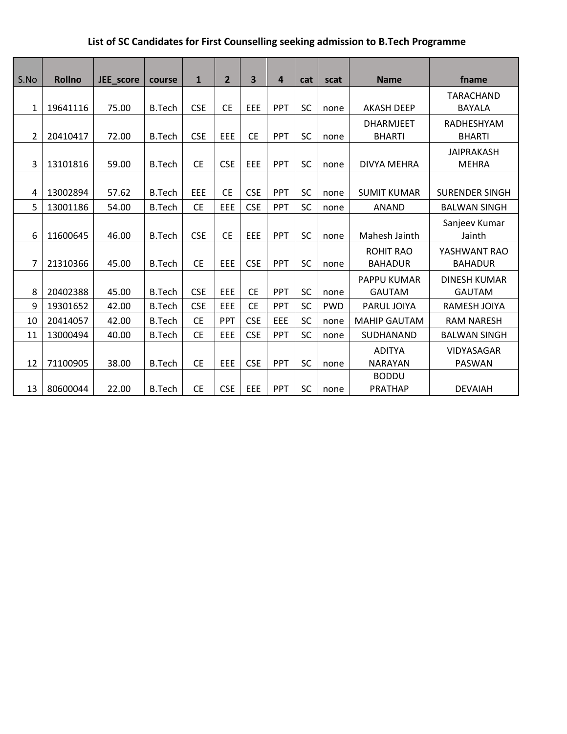### List of SC Candidates for First Counselling seeking admission to B.Tech Programme

| S.No | Rollno | JEE_score | course | 1 | 2 | 3 | 4 | cat | scat | Name | fname |
|---|---|---|---|---|---|---|---|---|---|---|---|
| 1 | 19641116 | 75.00 | B.Tech | CSE | CE | EEE | PPT | SC | none | AKASH DEEP | TARACHAND BAYALA |
| 2 | 20410417 | 72.00 | B.Tech | CSE | EEE | CE | PPT | SC | none | DHARMJEET BHARTI | RADHESHYAM BHARTI |
| 3 | 13101816 | 59.00 | B.Tech | CE | CSE | EEE | PPT | SC | none | DIVYA MEHRA | JAIPRAKASH MEHRA |
| 4 | 13002894 | 57.62 | B.Tech | EEE | CE | CSE | PPT | SC | none | SUMIT KUMAR | SURENDER SINGH |
| 5 | 13001186 | 54.00 | B.Tech | CE | EEE | CSE | PPT | SC | none | ANAND | BALWAN SINGH |
| 6 | 11600645 | 46.00 | B.Tech | CSE | CE | EEE | PPT | SC | none | Mahesh Jainth | Sanjeev Kumar Jainth |
| 7 | 21310366 | 45.00 | B.Tech | CE | EEE | CSE | PPT | SC | none | ROHIT RAO BAHADUR | YASHWANT RAO BAHADUR |
| 8 | 20402388 | 45.00 | B.Tech | CSE | EEE | CE | PPT | SC | none | PAPPU KUMAR GAUTAM | DINESH KUMAR GAUTAM |
| 9 | 19301652 | 42.00 | B.Tech | CSE | EEE | CE | PPT | SC | PWD | PARUL JOIYA | RAMESH JOIYA |
| 10 | 20414057 | 42.00 | B.Tech | CE | PPT | CSE | EEE | SC | none | MAHIP GAUTAM | RAM NARESH |
| 11 | 13000494 | 40.00 | B.Tech | CE | EEE | CSE | PPT | SC | none | SUDHANAND | BALWAN SINGH |
| 12 | 71100905 | 38.00 | B.Tech | CE | EEE | CSE | PPT | SC | none | ADITYA NARAYAN | VIDYASAGAR PASWAN |
| 13 | 80600044 | 22.00 | B.Tech | CE | CSE | EEE | PPT | SC | none | BODDU PRATHAP | DEVAIAH |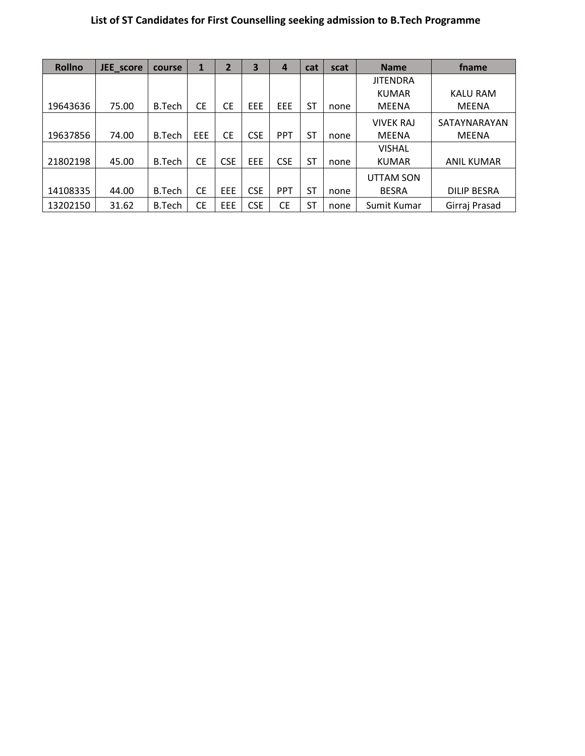**List of ST Candidates for First Counselling seeking admission to B.Tech Programme**

| Rollno | JEE_score | course | 1 | 2 | 3 | 4 | cat | scat | Name | fname |
|---|---|---|---|---|---|---|---|---|---|---|
| 19643636 | 75.00 | B.Tech | CE | CE | EEE | EEE | ST | none | JITENDRA KUMAR MEENA | KALU RAM MEENA |
| 19637856 | 74.00 | B.Tech | EEE | CE | CSE | PPT | ST | none | VIVEK RAJ MEENA | SATAYNARAYAN MEENA |
| 21802198 | 45.00 | B.Tech | CE | CSE | EEE | CSE | ST | none | VISHAL KUMAR | ANIL KUMAR |
| 14108335 | 44.00 | B.Tech | CE | EEE | CSE | PPT | ST | none | UTTAM SON BESRA | DILIP BESRA |
| 13202150 | 31.62 | B.Tech | CE | EEE | CSE | CE | ST | none | Sumit Kumar | Girraj Prasad |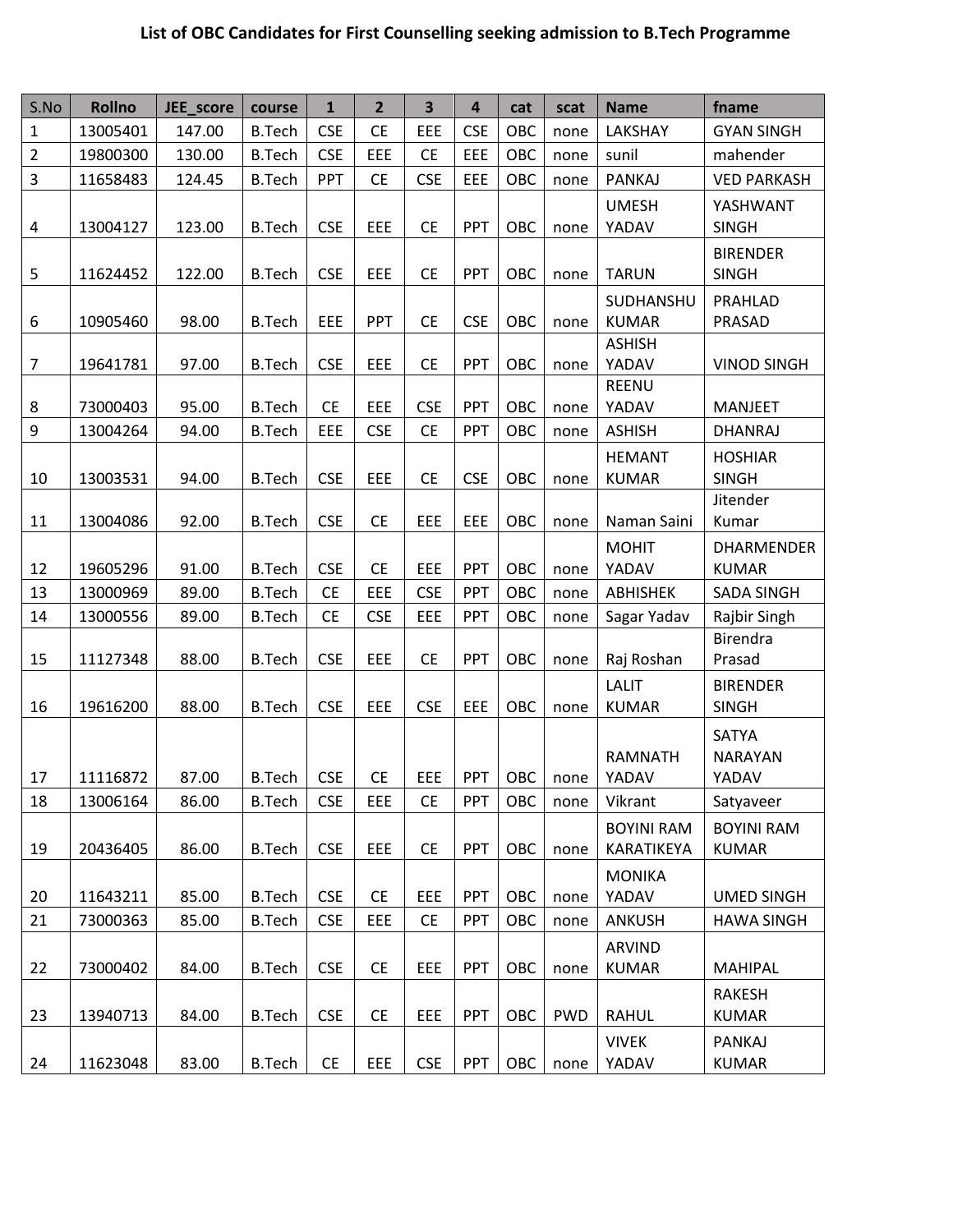**List of OBC Candidates for First Counselling seeking admission to B.Tech Programme**

| S.No | Rollno | JEE_score | course | 1 | 2 | 3 | 4 | cat | scat | Name | fname |
|---|---|---|---|---|---|---|---|---|---|---|---|
| 1 | 13005401 | 147.00 | B.Tech | CSE | CE | EEE | CSE | OBC | none | LAKSHAY | GYAN SINGH |
| 2 | 19800300 | 130.00 | B.Tech | CSE | EEE | CE | EEE | OBC | none | sunil | mahender |
| 3 | 11658483 | 124.45 | B.Tech | PPT | CE | CSE | EEE | OBC | none | PANKAJ | VED PARKASH |
| 4 | 13004127 | 123.00 | B.Tech | CSE | EEE | CE | PPT | OBC | none | UMESH YADAV | YASHWANT SINGH |
| 5 | 11624452 | 122.00 | B.Tech | CSE | EEE | CE | PPT | OBC | none | TARUN | BIRENDER SINGH |
| 6 | 10905460 | 98.00 | B.Tech | EEE | PPT | CE | CSE | OBC | none | SUDHANSHU KUMAR | PRAHLAD PRASAD |
| 7 | 19641781 | 97.00 | B.Tech | CSE | EEE | CE | PPT | OBC | none | ASHISH YADAV | VINOD SINGH |
| 8 | 73000403 | 95.00 | B.Tech | CE | EEE | CSE | PPT | OBC | none | REENU YADAV | MANJEET |
| 9 | 13004264 | 94.00 | B.Tech | EEE | CSE | CE | PPT | OBC | none | ASHISH | DHANRAJ |
| 10 | 13003531 | 94.00 | B.Tech | CSE | EEE | CE | CSE | OBC | none | HEMANT KUMAR | HOSHIAR SINGH |
| 11 | 13004086 | 92.00 | B.Tech | CSE | CE | EEE | EEE | OBC | none | Naman Saini | Jitender Kumar |
| 12 | 19605296 | 91.00 | B.Tech | CSE | CE | EEE | PPT | OBC | none | MOHIT YADAV | DHARMENDER KUMAR |
| 13 | 13000969 | 89.00 | B.Tech | CE | EEE | CSE | PPT | OBC | none | ABHISHEK | SADA SINGH |
| 14 | 13000556 | 89.00 | B.Tech | CE | CSE | EEE | PPT | OBC | none | Sagar Yadav | Rajbir Singh |
| 15 | 11127348 | 88.00 | B.Tech | CSE | EEE | CE | PPT | OBC | none | Raj Roshan | Birendra Prasad |
| 16 | 19616200 | 88.00 | B.Tech | CSE | EEE | CSE | EEE | OBC | none | LALIT KUMAR | BIRENDER SINGH |
| 17 | 11116872 | 87.00 | B.Tech | CSE | CE | EEE | PPT | OBC | none | RAMNATH YADAV | SATYA NARAYAN YADAV |
| 18 | 13006164 | 86.00 | B.Tech | CSE | EEE | CE | PPT | OBC | none | Vikrant | Satyaveer |
| 19 | 20436405 | 86.00 | B.Tech | CSE | EEE | CE | PPT | OBC | none | BOYINI RAM KARATIKEYA | BOYINI RAM KUMAR |
| 20 | 11643211 | 85.00 | B.Tech | CSE | CE | EEE | PPT | OBC | none | MONIKA YADAV | UMED SINGH |
| 21 | 73000363 | 85.00 | B.Tech | CSE | EEE | CE | PPT | OBC | none | ANKUSH | HAWA SINGH |
| 22 | 73000402 | 84.00 | B.Tech | CSE | CE | EEE | PPT | OBC | none | ARVIND KUMAR | MAHIPAL |
| 23 | 13940713 | 84.00 | B.Tech | CSE | CE | EEE | PPT | OBC | PWD | RAHUL | RAKESH KUMAR |
| 24 | 11623048 | 83.00 | B.Tech | CE | EEE | CSE | PPT | OBC | none | VIVEK YADAV | PANKAJ KUMAR |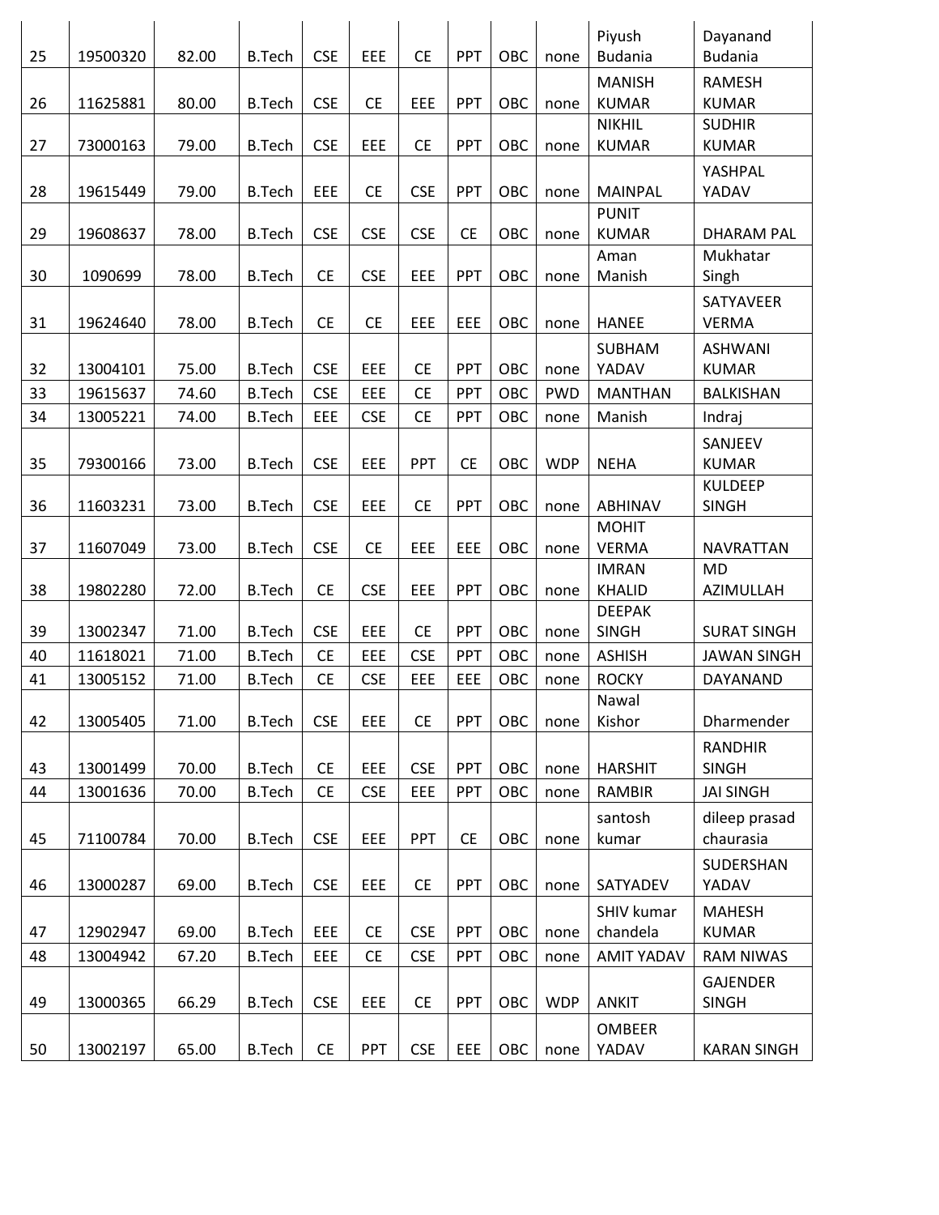| | | | | | | | | | | | |
|---|---|---|---|---|---|---|---|---|---|---|---|
| 25 | 19500320 | 82.00 | B.Tech | CSE | EEE | CE | PPT | OBC | none | Piyush Budania | Dayanand Budania |
| 26 | 11625881 | 80.00 | B.Tech | CSE | CE | EEE | PPT | OBC | none | MANISH KUMAR | RAMESH KUMAR |
| 27 | 73000163 | 79.00 | B.Tech | CSE | EEE | CE | PPT | OBC | none | NIKHIL KUMAR | SUDHIR KUMAR |
| 28 | 19615449 | 79.00 | B.Tech | EEE | CE | CSE | PPT | OBC | none | MAINPAL | YASHPAL YADAV |
| 29 | 19608637 | 78.00 | B.Tech | CSE | CSE | CSE | CE | OBC | none | PUNIT KUMAR | DHARAM PAL |
| 30 | 1090699 | 78.00 | B.Tech | CE | CSE | EEE | PPT | OBC | none | Aman Manish | Mukhatar Singh |
| 31 | 19624640 | 78.00 | B.Tech | CE | CE | EEE | EEE | OBC | none | HANEE | SATYAVEER VERMA |
| 32 | 13004101 | 75.00 | B.Tech | CSE | EEE | CE | PPT | OBC | none | SUBHAM YADAV | ASHWANI KUMAR |
| 33 | 19615637 | 74.60 | B.Tech | CSE | EEE | CE | PPT | OBC | PWD | MANTHAN | BALKISHAN |
| 34 | 13005221 | 74.00 | B.Tech | EEE | CSE | CE | PPT | OBC | none | Manish | Indraj |
| 35 | 79300166 | 73.00 | B.Tech | CSE | EEE | PPT | CE | OBC | WDP | NEHA | SANJEEV KUMAR |
| 36 | 11603231 | 73.00 | B.Tech | CSE | EEE | CE | PPT | OBC | none | ABHINAV | KULDEEP SINGH |
| 37 | 11607049 | 73.00 | B.Tech | CSE | CE | EEE | EEE | OBC | none | MOHIT VERMA | NAVRATTAN |
| 38 | 19802280 | 72.00 | B.Tech | CE | CSE | EEE | PPT | OBC | none | IMRAN KHALID | MD AZIMULLAH |
| 39 | 13002347 | 71.00 | B.Tech | CSE | EEE | CE | PPT | OBC | none | DEEPAK SINGH | SURAT SINGH |
| 40 | 11618021 | 71.00 | B.Tech | CE | EEE | CSE | PPT | OBC | none | ASHISH | JAWAN SINGH |
| 41 | 13005152 | 71.00 | B.Tech | CE | CSE | EEE | EEE | OBC | none | ROCKY | DAYANAND |
| 42 | 13005405 | 71.00 | B.Tech | CSE | EEE | CE | PPT | OBC | none | Nawal Kishor | Dharmender |
| 43 | 13001499 | 70.00 | B.Tech | CE | EEE | CSE | PPT | OBC | none | HARSHIT | RANDHIR SINGH |
| 44 | 13001636 | 70.00 | B.Tech | CE | CSE | EEE | PPT | OBC | none | RAMBIR | JAI SINGH |
| 45 | 71100784 | 70.00 | B.Tech | CSE | EEE | PPT | CE | OBC | none | santosh kumar | dileep prasad chaurasia |
| 46 | 13000287 | 69.00 | B.Tech | CSE | EEE | CE | PPT | OBC | none | SATYADEV | SUDERSHAN YADAV |
| 47 | 12902947 | 69.00 | B.Tech | EEE | CE | CSE | PPT | OBC | none | SHIV kumar chandela | MAHESH KUMAR |
| 48 | 13004942 | 67.20 | B.Tech | EEE | CE | CSE | PPT | OBC | none | AMIT YADAV | RAM NIWAS |
| 49 | 13000365 | 66.29 | B.Tech | CSE | EEE | CE | PPT | OBC | WDP | ANKIT | GAJENDER SINGH |
| 50 | 13002197 | 65.00 | B.Tech | CE | PPT | CSE | EEE | OBC | none | OMBEER YADAV | KARAN SINGH |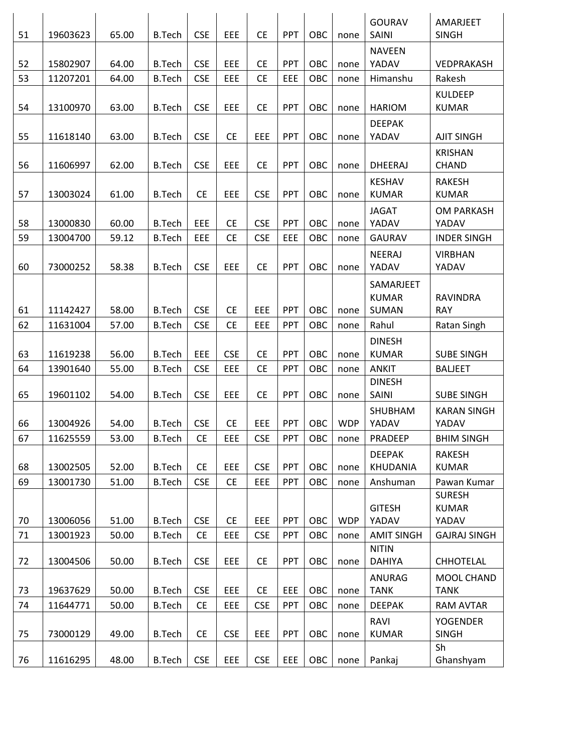| 51 | 19603623 | 65.00 | B.Tech | CSE | EEE | CE | PPT | OBC | none | GOURAV SAINI | AMARJEET SINGH |
|---|---|---|---|---|---|---|---|---|---|---|---|
| 52 | 15802907 | 64.00 | B.Tech | CSE | EEE | CE | PPT | OBC | none | NAVEEN YADAV | VEDPRAKASH |
| 53 | 11207201 | 64.00 | B.Tech | CSE | EEE | CE | EEE | OBC | none | Himanshu | Rakesh |
| 54 | 13100970 | 63.00 | B.Tech | CSE | EEE | CE | PPT | OBC | none | HARIOM | KULDEEP KUMAR |
| 55 | 11618140 | 63.00 | B.Tech | CSE | CE | EEE | PPT | OBC | none | DEEPAK YADAV | AJIT SINGH |
| 56 | 11606997 | 62.00 | B.Tech | CSE | EEE | CE | PPT | OBC | none | DHEERAJ | KRISHAN CHAND |
| 57 | 13003024 | 61.00 | B.Tech | CE | EEE | CSE | PPT | OBC | none | KESHAV KUMAR | RAKESH KUMAR |
| 58 | 13000830 | 60.00 | B.Tech | EEE | CE | CSE | PPT | OBC | none | JAGAT YADAV | OM PARKASH YADAV |
| 59 | 13004700 | 59.12 | B.Tech | EEE | CE | CSE | EEE | OBC | none | GAURAV | INDER SINGH |
| 60 | 73000252 | 58.38 | B.Tech | CSE | EEE | CE | PPT | OBC | none | NEERAJ YADAV | VIRBHAN YADAV |
| 61 | 11142427 | 58.00 | B.Tech | CSE | CE | EEE | PPT | OBC | none | SAMARJEET KUMAR SUMAN | RAVINDRA RAY |
| 62 | 11631004 | 57.00 | B.Tech | CSE | CE | EEE | PPT | OBC | none | Rahul | Ratan Singh |
| 63 | 11619238 | 56.00 | B.Tech | EEE | CSE | CE | PPT | OBC | none | DINESH KUMAR | SUBE SINGH |
| 64 | 13901640 | 55.00 | B.Tech | CSE | EEE | CE | PPT | OBC | none | ANKIT | BALJEET |
| 65 | 19601102 | 54.00 | B.Tech | CSE | EEE | CE | PPT | OBC | none | DINESH SAINI | SUBE SINGH |
| 66 | 13004926 | 54.00 | B.Tech | CSE | CE | EEE | PPT | OBC | WDP | SHUBHAM YADAV | KARAN SINGH YADAV |
| 67 | 11625559 | 53.00 | B.Tech | CE | EEE | CSE | PPT | OBC | none | PRADEEP | BHIM SINGH |
| 68 | 13002505 | 52.00 | B.Tech | CE | EEE | CSE | PPT | OBC | none | DEEPAK KHUDANIA | RAKESH KUMAR |
| 69 | 13001730 | 51.00 | B.Tech | CSE | CE | EEE | PPT | OBC | none | Anshuman | Pawan Kumar |
| 70 | 13006056 | 51.00 | B.Tech | CSE | CE | EEE | PPT | OBC | WDP | GITESH YADAV | SURESH KUMAR YADAV |
| 71 | 13001923 | 50.00 | B.Tech | CE | EEE | CSE | PPT | OBC | none | AMIT SINGH | GAJRAJ SINGH |
| 72 | 13004506 | 50.00 | B.Tech | CSE | EEE | CE | PPT | OBC | none | NITIN DAHIYA | CHHOTELAL |
| 73 | 19637629 | 50.00 | B.Tech | CSE | EEE | CE | EEE | OBC | none | ANURAG TANK | MOOL CHAND TANK |
| 74 | 11644771 | 50.00 | B.Tech | CE | EEE | CSE | PPT | OBC | none | DEEPAK | RAM AVTAR |
| 75 | 73000129 | 49.00 | B.Tech | CE | CSE | EEE | PPT | OBC | none | RAVI KUMAR | YOGENDER SINGH |
| 76 | 11616295 | 48.00 | B.Tech | CSE | EEE | CSE | EEE | OBC | none | Pankaj | Sh Ghanshyam |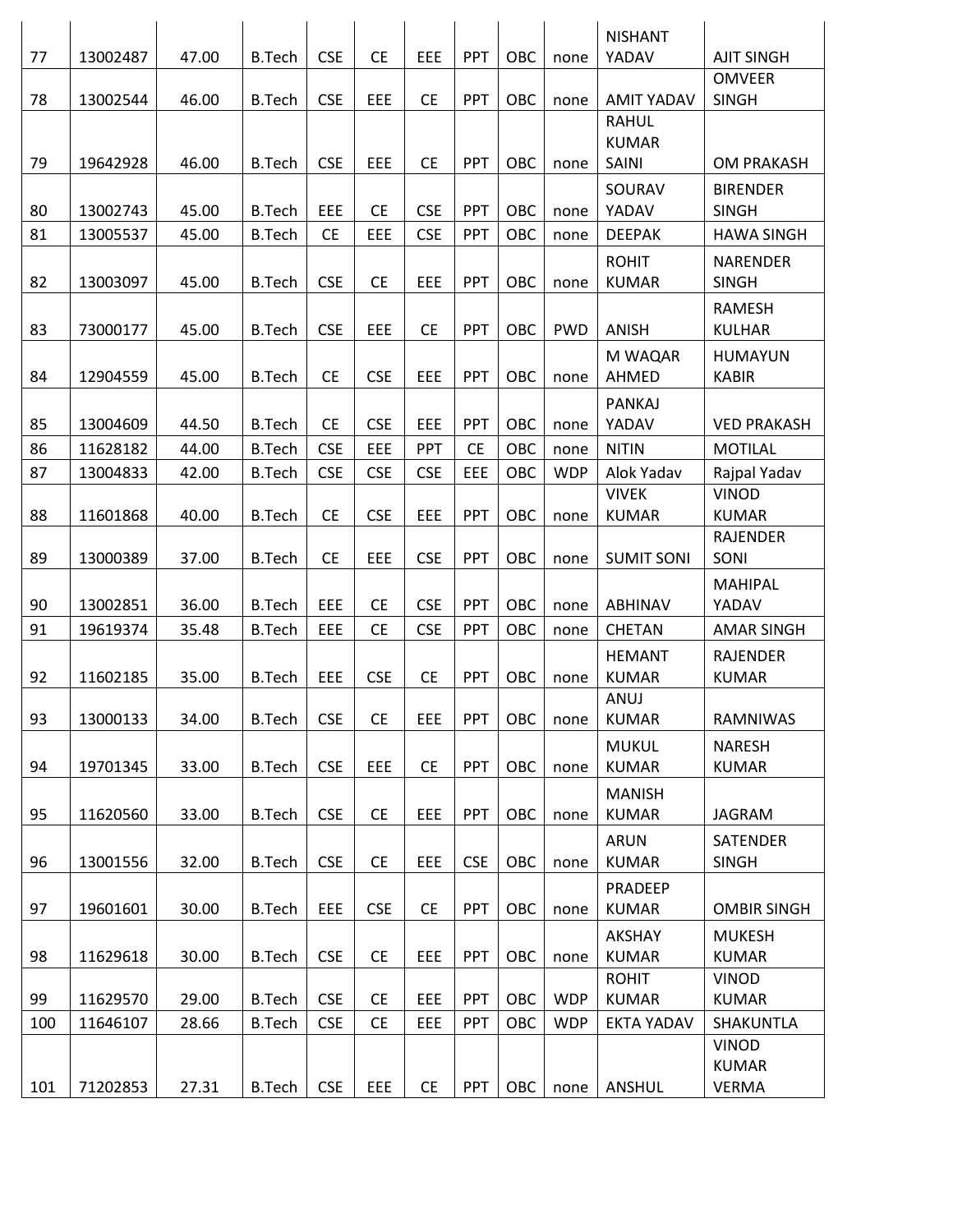|  |  |  |  |  |  |  |  |  |  |  |  |
|---|---|---|---|---|---|---|---|---|---|---|---|
| 77 | 13002487 | 47.00 | B.Tech | CSE | CE | EEE | PPT | OBC | none | NISHANT YADAV | AJIT SINGH |
| 78 | 13002544 | 46.00 | B.Tech | CSE | EEE | CE | PPT | OBC | none | AMIT YADAV | OMVEER SINGH |
| 79 | 19642928 | 46.00 | B.Tech | CSE | EEE | CE | PPT | OBC | none | RAHUL KUMAR SAINI | OM PRAKASH |
| 80 | 13002743 | 45.00 | B.Tech | EEE | CE | CSE | PPT | OBC | none | SOURAV YADAV | BIRENDER SINGH |
| 81 | 13005537 | 45.00 | B.Tech | CE | EEE | CSE | PPT | OBC | none | DEEPAK | HAWA SINGH |
| 82 | 13003097 | 45.00 | B.Tech | CSE | CE | EEE | PPT | OBC | none | ROHIT KUMAR | NARENDER SINGH |
| 83 | 73000177 | 45.00 | B.Tech | CSE | EEE | CE | PPT | OBC | PWD | ANISH | RAMESH KULHAR |
| 84 | 12904559 | 45.00 | B.Tech | CE | CSE | EEE | PPT | OBC | none | M WAQAR AHMED | HUMAYUN KABIR |
| 85 | 13004609 | 44.50 | B.Tech | CE | CSE | EEE | PPT | OBC | none | PANKAJ YADAV | VED PRAKASH |
| 86 | 11628182 | 44.00 | B.Tech | CSE | EEE | PPT | CE | OBC | none | NITIN | MOTILAL |
| 87 | 13004833 | 42.00 | B.Tech | CSE | CSE | CSE | EEE | OBC | WDP | Alok Yadav | Rajpal Yadav |
| 88 | 11601868 | 40.00 | B.Tech | CE | CSE | EEE | PPT | OBC | none | VIVEK KUMAR | VINOD KUMAR |
| 89 | 13000389 | 37.00 | B.Tech | CE | EEE | CSE | PPT | OBC | none | SUMIT SONI | RAJENDER SONI |
| 90 | 13002851 | 36.00 | B.Tech | EEE | CE | CSE | PPT | OBC | none | ABHINAV | MAHIPAL YADAV |
| 91 | 19619374 | 35.48 | B.Tech | EEE | CE | CSE | PPT | OBC | none | CHETAN | AMAR SINGH |
| 92 | 11602185 | 35.00 | B.Tech | EEE | CSE | CE | PPT | OBC | none | HEMANT KUMAR | RAJENDER KUMAR |
| 93 | 13000133 | 34.00 | B.Tech | CSE | CE | EEE | PPT | OBC | none | ANUJ KUMAR | RAMNIWAS |
| 94 | 19701345 | 33.00 | B.Tech | CSE | EEE | CE | PPT | OBC | none | MUKUL KUMAR | NARESH KUMAR |
| 95 | 11620560 | 33.00 | B.Tech | CSE | CE | EEE | PPT | OBC | none | MANISH KUMAR | JAGRAM |
| 96 | 13001556 | 32.00 | B.Tech | CSE | CE | EEE | CSE | OBC | none | ARUN KUMAR | SATENDER SINGH |
| 97 | 19601601 | 30.00 | B.Tech | EEE | CSE | CE | PPT | OBC | none | PRADEEP KUMAR | OMBIR SINGH |
| 98 | 11629618 | 30.00 | B.Tech | CSE | CE | EEE | PPT | OBC | none | AKSHAY KUMAR | MUKESH KUMAR |
| 99 | 11629570 | 29.00 | B.Tech | CSE | CE | EEE | PPT | OBC | WDP | ROHIT KUMAR | VINOD KUMAR |
| 100 | 11646107 | 28.66 | B.Tech | CSE | CE | EEE | PPT | OBC | WDP | EKTA YADAV | SHAKUNTLA |
| 101 | 71202853 | 27.31 | B.Tech | CSE | EEE | CE | PPT | OBC | none | ANSHUL | VINOD KUMAR VERMA |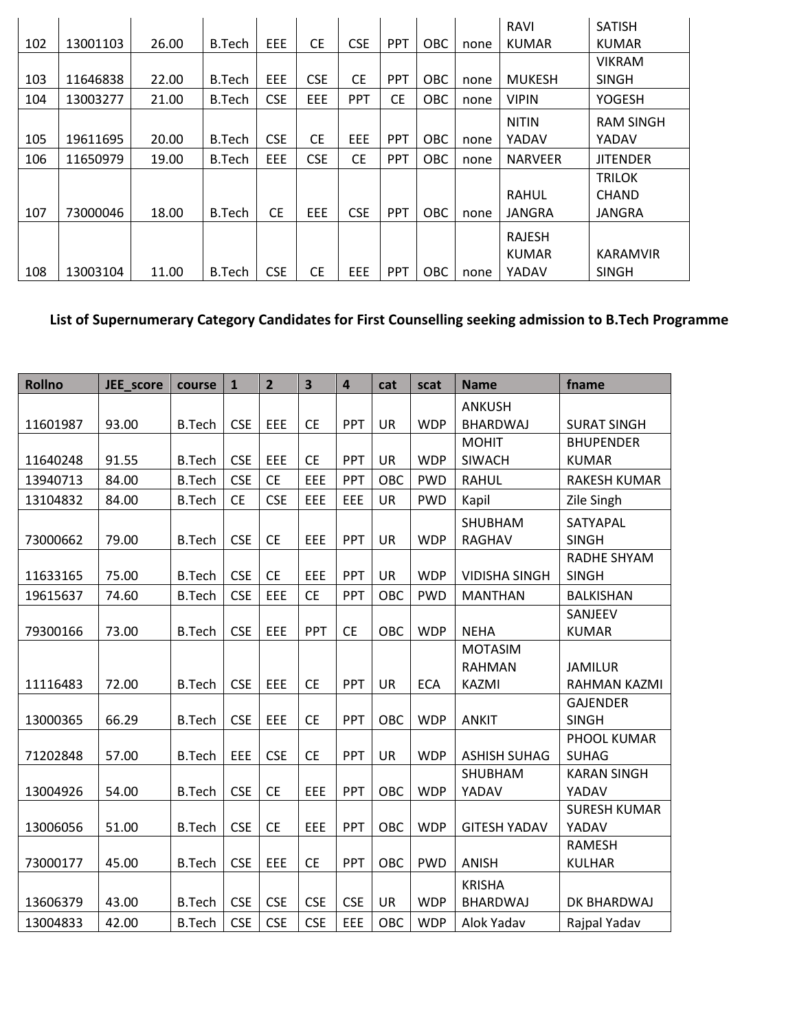| | | | | | | | | | | | |
|---|---|---|---|---|---|---|---|---|---|---|---|
| 102 | 13001103 | 26.00 | B.Tech | EEE | CE | CSE | PPT | OBC | none | RAVI KUMAR | SATISH KUMAR |
| 103 | 11646838 | 22.00 | B.Tech | EEE | CSE | CE | PPT | OBC | none | MUKESH | VIKRAM SINGH |
| 104 | 13003277 | 21.00 | B.Tech | CSE | EEE | PPT | CE | OBC | none | VIPIN | YOGESH |
| 105 | 19611695 | 20.00 | B.Tech | CSE | CE | EEE | PPT | OBC | none | NITIN YADAV | RAM SINGH YADAV |
| 106 | 11650979 | 19.00 | B.Tech | EEE | CSE | CE | PPT | OBC | none | NARVEER | JITENDER |
| 107 | 73000046 | 18.00 | B.Tech | CE | EEE | CSE | PPT | OBC | none | RAHUL JANGRA | TRILOK CHAND JANGRA |
| 108 | 13003104 | 11.00 | B.Tech | CSE | CE | EEE | PPT | OBC | none | RAJESH KUMAR YADAV | KARAMVIR SINGH |

**List of Supernumerary Category Candidates for First Counselling seeking admission to B.Tech Programme**

| Rollno | JEE_score | course | 1 | 2 | 3 | 4 | cat | scat | Name | fname |
|---|---|---|---|---|---|---|---|---|---|---|
| 11601987 | 93.00 | B.Tech | CSE | EEE | CE | PPT | UR | WDP | ANKUSH BHARDWAJ | SURAT SINGH |
| 11640248 | 91.55 | B.Tech | CSE | EEE | CE | PPT | UR | WDP | MOHIT SIWACH | BHUPENDER KUMAR |
| 13940713 | 84.00 | B.Tech | CSE | CE | EEE | PPT | OBC | PWD | RAHUL | RAKESH KUMAR |
| 13104832 | 84.00 | B.Tech | CE | CSE | EEE | EEE | UR | PWD | Kapil | Zile Singh |
| 73000662 | 79.00 | B.Tech | CSE | CE | EEE | PPT | UR | WDP | SHUBHAM RAGHAV | SATYAPAL SINGH |
| 11633165 | 75.00 | B.Tech | CSE | CE | EEE | PPT | UR | WDP | VIDISHA SINGH | RADHE SHYAM SINGH |
| 19615637 | 74.60 | B.Tech | CSE | EEE | CE | PPT | OBC | PWD | MANTHAN | BALKISHAN |
| 79300166 | 73.00 | B.Tech | CSE | EEE | PPT | CE | OBC | WDP | NEHA | SANJEEV KUMAR |
| 11116483 | 72.00 | B.Tech | CSE | EEE | CE | PPT | UR | ECA | MOTASIM RAHMAN KAZMI | JAMILUR RAHMAN KAZMI |
| 13000365 | 66.29 | B.Tech | CSE | EEE | CE | PPT | OBC | WDP | ANKIT | GAJENDER SINGH |
| 71202848 | 57.00 | B.Tech | EEE | CSE | CE | PPT | UR | WDP | ASHISH SUHAG | PHOOL KUMAR SUHAG |
| 13004926 | 54.00 | B.Tech | CSE | CE | EEE | PPT | OBC | WDP | SHUBHAM YADAV | KARAN SINGH YADAV |
| 13006056 | 51.00 | B.Tech | CSE | CE | EEE | PPT | OBC | WDP | GITESH YADAV | SURESH KUMAR YADAV |
| 73000177 | 45.00 | B.Tech | CSE | EEE | CE | PPT | OBC | PWD | ANISH | RAMESH KULHAR |
| 13606379 | 43.00 | B.Tech | CSE | CSE | CSE | CSE | UR | WDP | KRISHA BHARDWAJ | DK BHARDWAJ |
| 13004833 | 42.00 | B.Tech | CSE | CSE | CSE | EEE | OBC | WDP | Alok Yadav | Rajpal Yadav |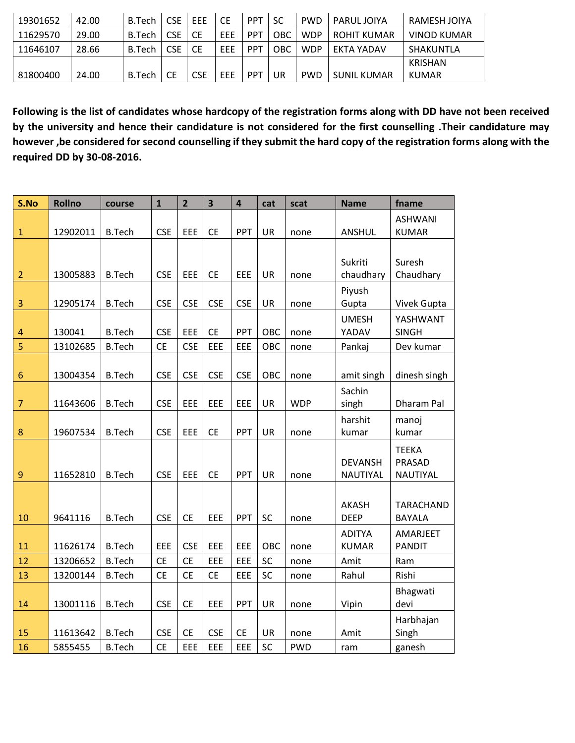| 19301652 | 42.00 | B.Tech | CSE | EEE | CE | PPT | SC | PWD | PARUL JOIYA | RAMESH JOIYA |
|---|---|---|---|---|---|---|---|---|---|---|
| 11629570 | 29.00 | B.Tech | CSE | CE | EEE | PPT | OBC | WDP | ROHIT KUMAR | VINOD KUMAR |
| 11646107 | 28.66 | B.Tech | CSE | CE | EEE | PPT | OBC | WDP | EKTA YADAV | SHAKUNTLA |
| 81800400 | 24.00 | B.Tech | CE | CSE | EEE | PPT | UR | PWD | SUNIL KUMAR | KRISHAN KUMAR |

**Following is the list of candidates whose hardcopy of the registration forms along with DD have not been received by the university and hence their candidature is not considered for the first counselling .Their candidature may however ,be considered for second counselling if they submit the hard copy of the registration forms along with the required DD by 30-08-2016.**

| S.No | Rollno | course | 1 | 2 | 3 | 4 | cat | scat | Name | fname |
|---|---|---|---|---|---|---|---|---|---|---|
| 1 | 12902011 | B.Tech | CSE | EEE | CE | PPT | UR | none | ANSHUL | ASHWANI KUMAR |
| 2 | 13005883 | B.Tech | CSE | EEE | CE | EEE | UR | none | Sukriti chaudhary | Suresh Chaudhary |
| 3 | 12905174 | B.Tech | CSE | CSE | CSE | CSE | UR | none | Piyush Gupta | Vivek Gupta |
| 4 | 130041 | B.Tech | CSE | EEE | CE | PPT | OBC | none | UMESH YADAV | YASHWANT SINGH |
| 5 | 13102685 | B.Tech | CE | CSE | EEE | EEE | OBC | none | Pankaj | Dev kumar |
| 6 | 13004354 | B.Tech | CSE | CSE | CSE | CSE | OBC | none | amit singh | dinesh singh |
| 7 | 11643606 | B.Tech | CSE | EEE | EEE | EEE | UR | WDP | Sachin singh | Dharam Pal |
| 8 | 19607534 | B.Tech | CSE | EEE | CE | PPT | UR | none | harshit kumar | manoj kumar |
| 9 | 11652810 | B.Tech | CSE | EEE | CE | PPT | UR | none | DEVANSH NAUTIYAL | TEEKA PRASAD NAUTIYAL |
| 10 | 9641116 | B.Tech | CSE | CE | EEE | PPT | SC | none | AKASH DEEP | TARACHAND BAYALA |
| 11 | 11626174 | B.Tech | EEE | CSE | EEE | EEE | OBC | none | ADITYA KUMAR | AMARJEET PANDIT |
| 12 | 13206652 | B.Tech | CE | CE | EEE | EEE | SC | none | Amit | Ram |
| 13 | 13200144 | B.Tech | CE | CE | CE | EEE | SC | none | Rahul | Rishi |
| 14 | 13001116 | B.Tech | CSE | CE | EEE | PPT | UR | none | Vipin | Bhagwati devi |
| 15 | 11613642 | B.Tech | CSE | CE | CSE | CE | UR | none | Amit | Harbhajan Singh |
| 16 | 5855455 | B.Tech | CE | EEE | EEE | EEE | SC | PWD | ram | ganesh |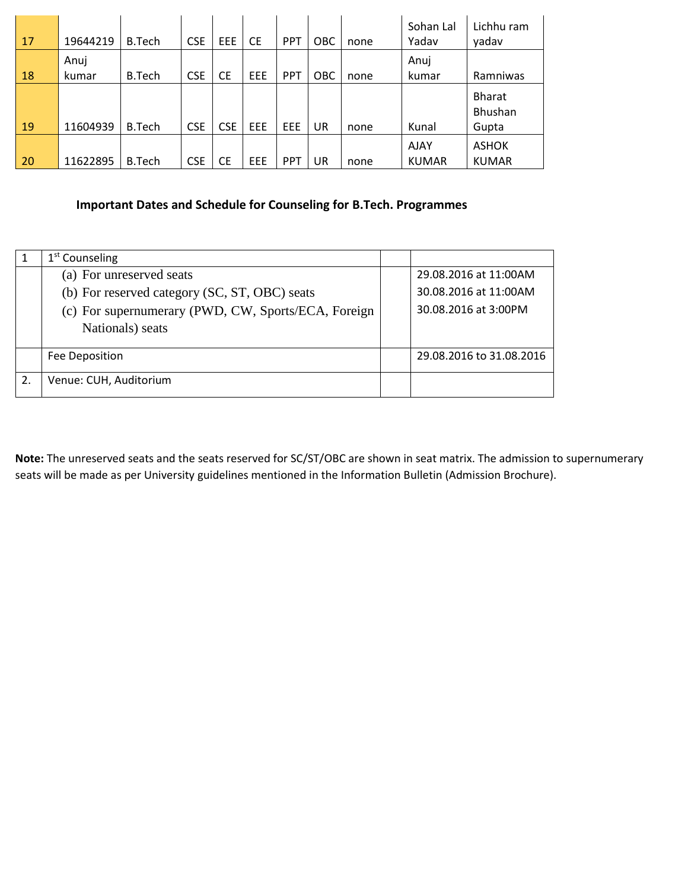| | | | | | | | | | | |
|---|---|---|---|---|---|---|---|---|---|---|
| 17 | 19644219 | B.Tech | CSE | EEE | CE | PPT | OBC | none | Sohan Lal Yadav | Lichhu ram yadav |
| 18 | Anuj kumar | B.Tech | CSE | CE | EEE | PPT | OBC | none | Anuj kumar | Ramniwas |
| 19 | 11604939 | B.Tech | CSE | CSE | EEE | EEE | UR | none | Kunal | Bharat Bhushan Gupta |
| 20 | 11622895 | B.Tech | CSE | CE | EEE | PPT | UR | none | AJAY KUMAR | ASHOK KUMAR |

**Important Dates and Schedule for Counseling for B.Tech. Programmes**

| | | | |
|---|---|---|---|
| 1 | 1st Counseling | | |
| | (a) For unreserved seats<br>(b) For reserved category (SC, ST, OBC) seats<br>(c) For supernumerary (PWD, CW, Sports/ECA, Foreign Nationals) seats | | 29.08.2016 at 11:00AM<br>30.08.2016 at 11:00AM<br>30.08.2016 at 3:00PM |
| | Fee Deposition | | 29.08.2016 to 31.08.2016 |
| 2. | Venue: CUH, Auditorium | | |

**Note:** The unreserved seats and the seats reserved for SC/ST/OBC are shown in seat matrix. The admission to supernumerary seats will be made as per University guidelines mentioned in the Information Bulletin (Admission Brochure).